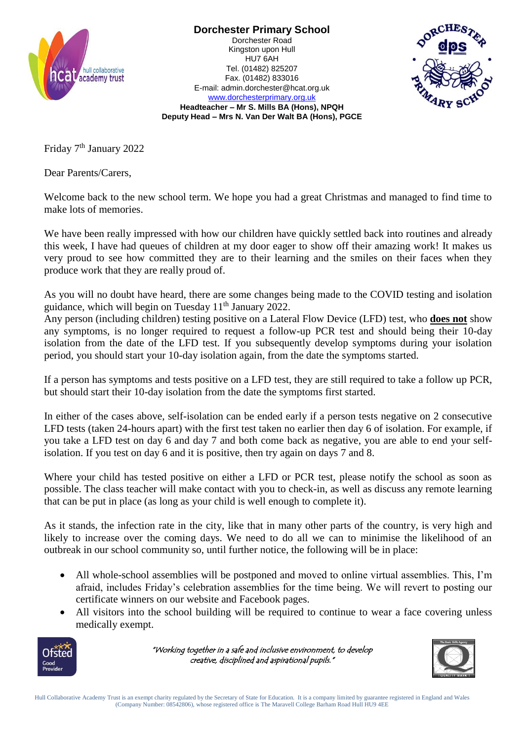# Dorchester Primary School

Dorchester Road
Kingston upon Hull
HU7 6AH
Tel. (01482) 825207
Fax. (01482) 833016
E-mail: admin.dorchester@hcat.org.uk
www.dorchesterprimary.org.uk

**Headteacher – Mr S. Mills BA (Hons), NPQH**
**Deputy Head – Mrs N. Van Der Walt BA (Hons), PGCE**

Friday 7th January 2022

Dear Parents/Carers,

Welcome back to the new school term. We hope you had a great Christmas and managed to find time to make lots of memories.

We have been really impressed with how our children have quickly settled back into routines and already this week, I have had queues of children at my door eager to show off their amazing work! It makes us very proud to see how committed they are to their learning and the smiles on their faces when they produce work that they are really proud of.

As you will no doubt have heard, there are some changes being made to the COVID testing and isolation guidance, which will begin on Tuesday 11th January 2022.
Any person (including children) testing positive on a Lateral Flow Device (LFD) test, who **does not** show any symptoms, is no longer required to request a follow-up PCR test and should being their 10-day isolation from the date of the LFD test. If you subsequently develop symptoms during your isolation period, you should start your 10-day isolation again, from the date the symptoms started.

If a person has symptoms and tests positive on a LFD test, they are still required to take a follow up PCR, but should start their 10-day isolation from the date the symptoms first started.

In either of the cases above, self-isolation can be ended early if a person tests negative on 2 consecutive LFD tests (taken 24-hours apart) with the first test taken no earlier then day 6 of isolation. For example, if you take a LFD test on day 6 and day 7 and both come back as negative, you are able to end your self-isolation. If you test on day 6 and it is positive, then try again on days 7 and 8.

Where your child has tested positive on either a LFD or PCR test, please notify the school as soon as possible. The class teacher will make contact with you to check-in, as well as discuss any remote learning that can be put in place (as long as your child is well enough to complete it).

As it stands, the infection rate in the city, like that in many other parts of the country, is very high and likely to increase over the coming days. We need to do all we can to minimise the likelihood of an outbreak in our school community so, until further notice, the following will be in place:

- All whole-school assemblies will be postponed and moved to online virtual assemblies. This, I'm afraid, includes Friday's celebration assemblies for the time being. We will revert to posting our certificate winners on our website and Facebook pages.
- All visitors into the school building will be required to continue to wear a face covering unless medically exempt.

*"Working together in a safe and inclusive environment, to develop creative, disciplined and aspirational pupils."*

Hull Collaborative Academy Trust is an exempt charity regulated by the Secretary of State for Education. It is a company limited by guarantee registered in England and Wales (Company Number: 08542806), whose registered office is The Maravell College Barham Road Hull HU9 4EE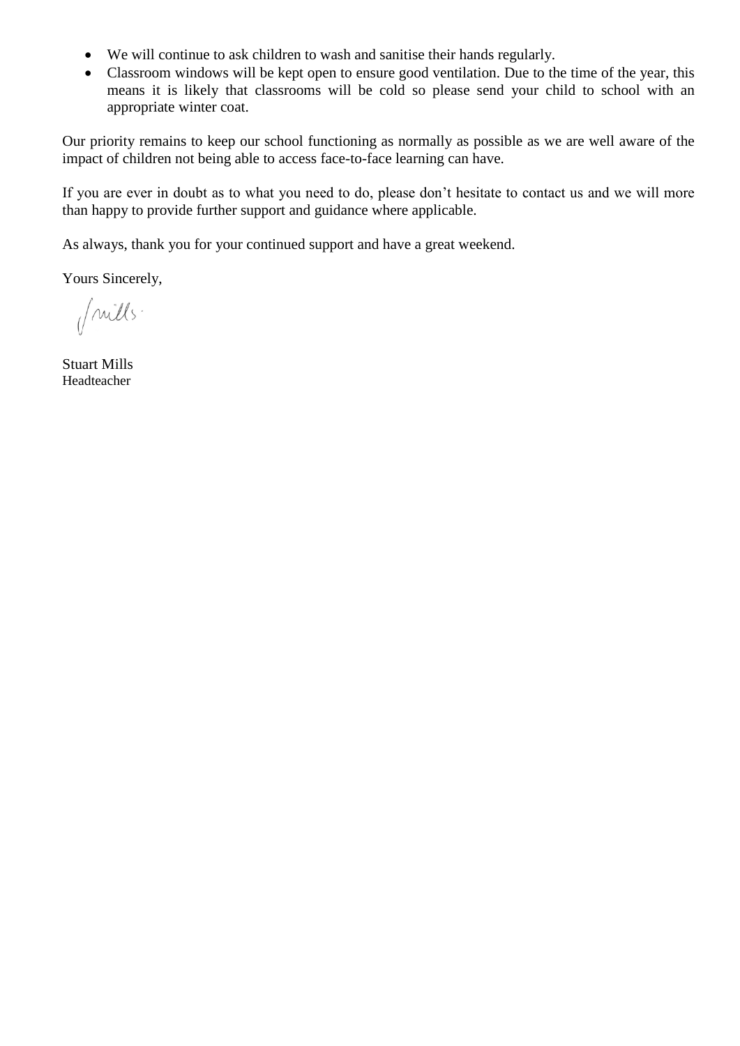- We will continue to ask children to wash and sanitise their hands regularly.
- Classroom windows will be kept open to ensure good ventilation. Due to the time of the year, this means it is likely that classrooms will be cold so please send your child to school with an appropriate winter coat.

Our priority remains to keep our school functioning as normally as possible as we are well aware of the impact of children not being able to access face-to-face learning can have.

If you are ever in doubt as to what you need to do, please don't hesitate to contact us and we will more than happy to provide further support and guidance where applicable.

As always, thank you for your continued support and have a great weekend.

Yours Sincerely,

Stuart Mills
Headteacher